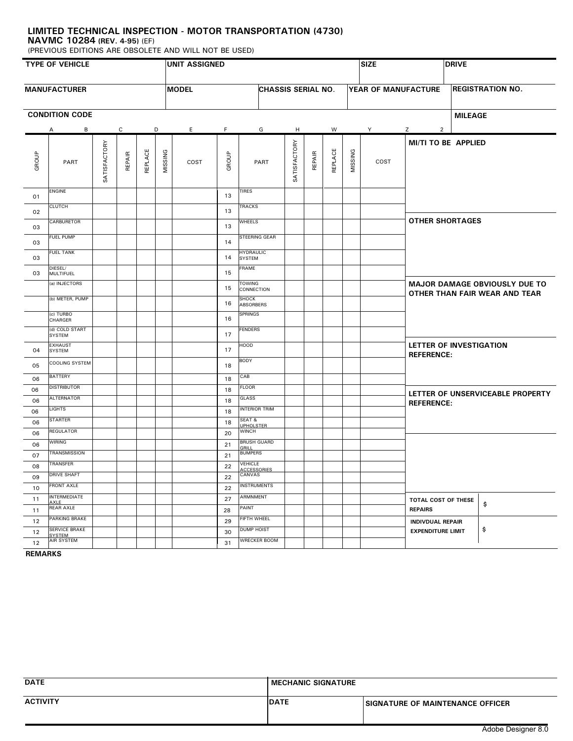**LIMITED TECHNICAL INSPECTION - MOTOR TRANSPORTATION (4730)**
**NAVMC 10284 (REV. 4-95)** (EF)
(PREVIOUS EDITIONS ARE OBSOLETE AND WILL NOT BE USED)

| TYPE OF VEHICLE | UNIT ASSIGNED | | SIZE | DRIVE |
|---|---|---|---|---|
| **MANUFACTURER** | **MODEL** | **CHASSIS SERIAL NO.** | **YEAR OF MANUFACTURE** | **REGISTRATION NO.** |
| **CONDITION CODE** | | | | **MILEAGE** |

A B C D E F G H W Y Z 2

| GROUP | PART | SATISFACTORY | REPAIR | REPLACE | MISSING | COST | GROUP | PART | SATISFACTORY | REPAIR | REPLACE | MISSING | COST |
|---|---|---|---|---|---|---|---|---|---|---|---|---|---|
| 01 | ENGINE | | | | | | 13 | TIRES | | | | | |
| 02 | CLUTCH | | | | | | 13 | TRACKS | | | | | |
| 03 | CARBURETOR | | | | | | 13 | WHEELS | | | | | |
| 03 | FUEL PUMP | | | | | | 14 | STEERING GEAR | | | | | |
| 03 | FUEL TANK | | | | | | 14 | HYDRAULIC SYSTEM | | | | | |
| 03 | DIESEL/ MULTIFUEL | | | | | | 15 | FRAME | | | | | |
| | (a) INJECTORS | | | | | | 15 | TOWING CONNECTION | | | | | |
| | (b) METER, PUMP | | | | | | 16 | SHOCK ABSORBERS | | | | | |
| | (c) TURBO CHARGER | | | | | | 16 | SPRINGS | | | | | |
| | (d) COLD START SYSTEM | | | | | | 17 | FENDERS | | | | | |
| 04 | EXHAUST SYSTEM | | | | | | 17 | HOOD | | | | | |
| 05 | COOLING SYSTEM | | | | | | 18 | BODY | | | | | |
| 06 | BATTERY | | | | | | 18 | CAB | | | | | |
| 06 | DISTRIBUTOR | | | | | | 18 | FLOOR | | | | | |
| 06 | ALTERNATOR | | | | | | 18 | GLASS | | | | | |
| 06 | LIGHTS | | | | | | 18 | INTERIOR TRIM | | | | | |
| 06 | STARTER | | | | | | 18 | SEAT & UPHOLSTER | | | | | |
| 06 | REGULATOR | | | | | | 20 | WINCH | | | | | |
| 06 | WIRING | | | | | | 21 | BRUSH GUARD GRILL | | | | | |
| 07 | TRANSMISSION | | | | | | 21 | BUMPERS | | | | | |
| 08 | TRANSFER | | | | | | 22 | VEHICLE ACCESSORIES | | | | | |
| 09 | DRIVE SHAFT | | | | | | 22 | CANVAS | | | | | |
| 10 | FRONT AXLE | | | | | | 22 | INSTRUMENTS | | | | | |
| 11 | INTERMEDIATE AXLE | | | | | | 27 | ARMNMENT | | | | | |
| 11 | REAR AXLE | | | | | | 28 | PAINT | | | | | |
| 12 | PARKING BRAKE | | | | | | 29 | FIFTH WHEEL | | | | | |
| 12 | SERVICE BRAKE SYSTEM | | | | | | 30 | DUMP HOIST | | | | | |
| 12 | AIR SYSTEM | | | | | | 31 | WRECKER BOOM | | | | | |

**MI/TI TO BE APPLIED**

**OTHER SHORTAGES**

**MAJOR DAMAGE OBVIOUSLY DUE TO OTHER THAN FAIR WEAR AND TEAR**

**LETTER OF INVESTIGATION REFERENCE:**

**LETTER OF UNSERVICEABLE PROPERTY REFERENCE:**

| | |
|---|---|
| **TOTAL COST OF THESE REPAIRS** | $ |
| **INDIVDUAL REPAIR EXPENDITURE LIMIT** | $ |

**REMARKS**

| DATE | MECHANIC SIGNATURE | |
|---|---|---|
| **ACTIVITY** | **DATE** | **SIGNATURE OF MAINTENANCE OFFICER** |

Adobe Designer 8.0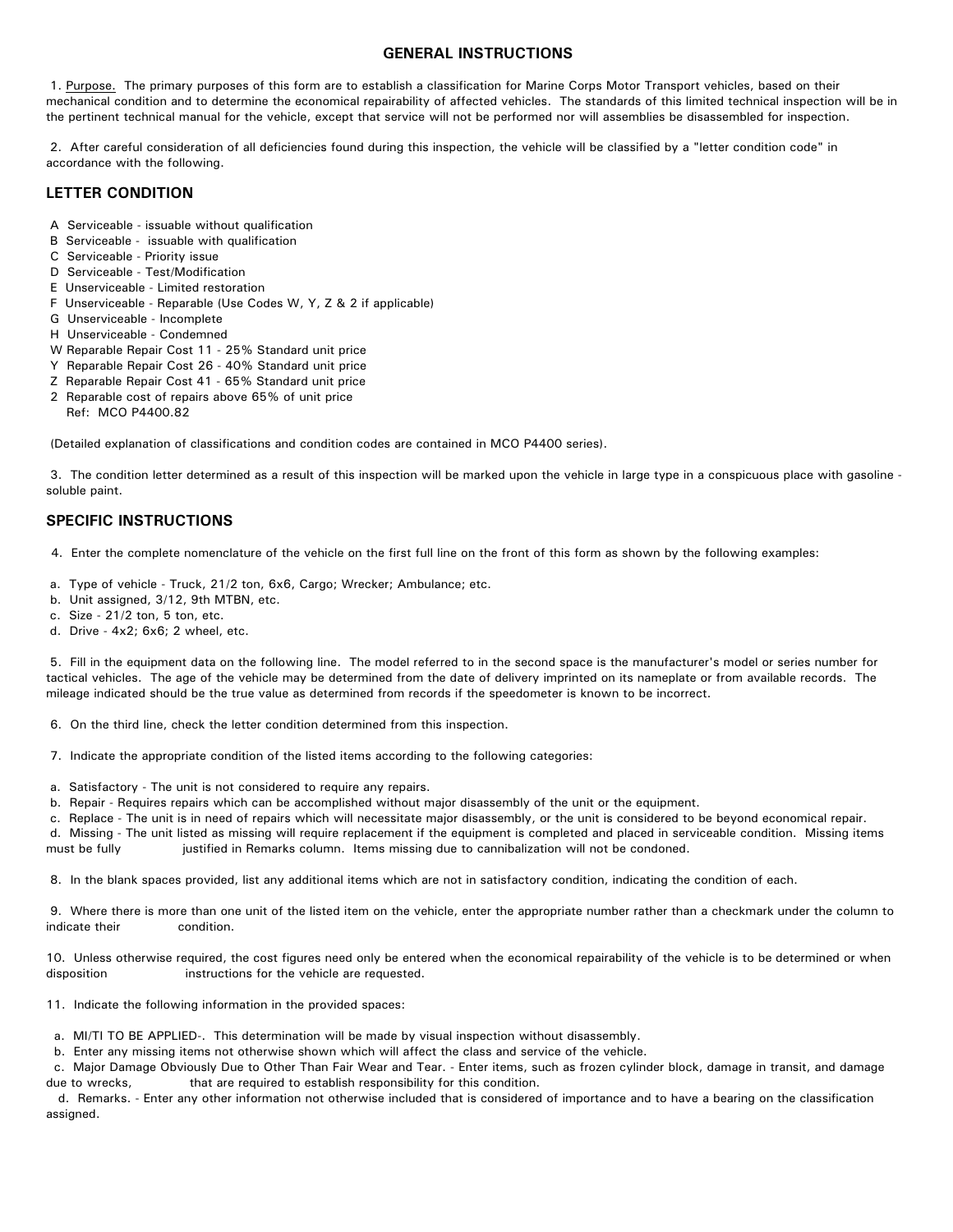## GENERAL INSTRUCTIONS

1. Purpose. The primary purposes of this form are to establish a classification for Marine Corps Motor Transport vehicles, based on their mechanical condition and to determine the economical repairability of affected vehicles. The standards of this limited technical inspection will be in the pertinent technical manual for the vehicle, except that service will not be performed nor will assemblies be disassembled for inspection.

2. After careful consideration of all deficiencies found during this inspection, the vehicle will be classified by a "letter condition code" in accordance with the following.

### LETTER CONDITION

A Serviceable - issuable without qualification
B Serviceable - issuable with qualification
C Serviceable - Priority issue
D Serviceable - Test/Modification
E Unserviceable - Limited restoration
F Unserviceable - Reparable (Use Codes W, Y, Z & 2 if applicable)
G Unserviceable - Incomplete
H Unserviceable - Condemned
W Reparable Repair Cost 11 - 25% Standard unit price
Y Reparable Repair Cost 26 - 40% Standard unit price
Z Reparable Repair Cost 41 - 65% Standard unit price
2 Reparable cost of repairs above 65% of unit price
Ref: MCO P4400.82

(Detailed explanation of classifications and condition codes are contained in MCO P4400 series).

3. The condition letter determined as a result of this inspection will be marked upon the vehicle in large type in a conspicuous place with gasoline - soluble paint.

### SPECIFIC INSTRUCTIONS

4. Enter the complete nomenclature of the vehicle on the first full line on the front of this form as shown by the following examples:

a. Type of vehicle - Truck, 21/2 ton, 6x6, Cargo; Wrecker; Ambulance; etc.
b. Unit assigned, 3/12, 9th MTBN, etc.
c. Size - 21/2 ton, 5 ton, etc.
d. Drive - 4x2; 6x6; 2 wheel, etc.

5. Fill in the equipment data on the following line. The model referred to in the second space is the manufacturer's model or series number for tactical vehicles. The age of the vehicle may be determined from the date of delivery imprinted on its nameplate or from available records. The mileage indicated should be the true value as determined from records if the speedometer is known to be incorrect.

6. On the third line, check the letter condition determined from this inspection.

7. Indicate the appropriate condition of the listed items according to the following categories:

a. Satisfactory - The unit is not considered to require any repairs.
b. Repair - Requires repairs which can be accomplished without major disassembly of the unit or the equipment.
c. Replace - The unit is in need of repairs which will necessitate major disassembly, or the unit is considered to be beyond economical repair.
d. Missing - The unit listed as missing will require replacement if the equipment is completed and placed in serviceable condition. Missing items must be fully justified in Remarks column. Items missing due to cannibalization will not be condoned.

8. In the blank spaces provided, list any additional items which are not in satisfactory condition, indicating the condition of each.

9. Where there is more than one unit of the listed item on the vehicle, enter the appropriate number rather than a checkmark under the column to indicate their condition.

10. Unless otherwise required, the cost figures need only be entered when the economical repairability of the vehicle is to be determined or when disposition instructions for the vehicle are requested.

11. Indicate the following information in the provided spaces:

a. MI/TI TO BE APPLIED-. This determination will be made by visual inspection without disassembly.
b. Enter any missing items not otherwise shown which will affect the class and service of the vehicle.
c. Major Damage Obviously Due to Other Than Fair Wear and Tear. - Enter items, such as frozen cylinder block, damage in transit, and damage due to wrecks, that are required to establish responsibility for this condition.
d. Remarks. - Enter any other information not otherwise included that is considered of importance and to have a bearing on the classification assigned.